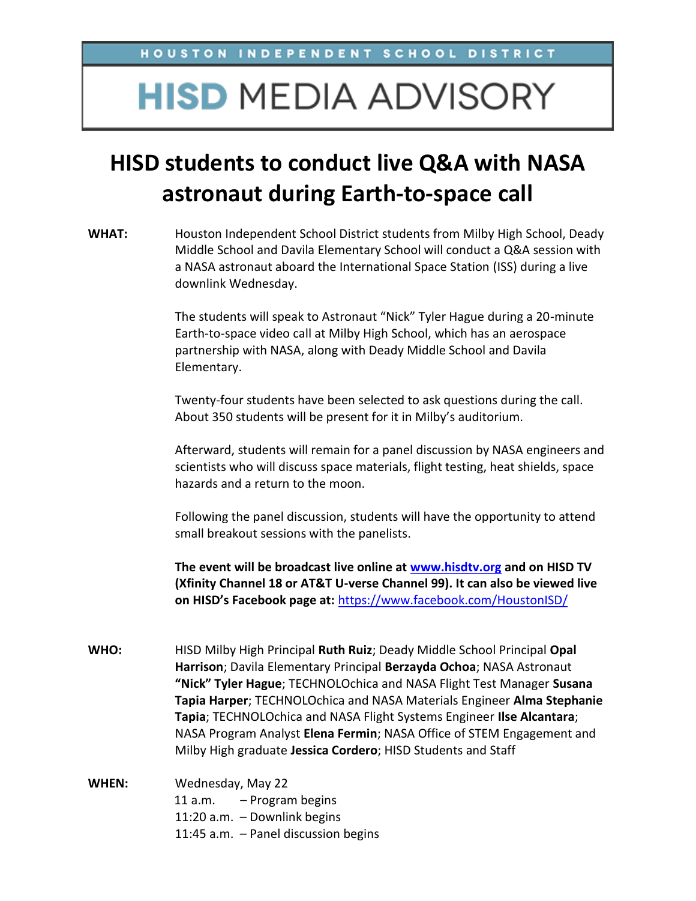HOUSTON INDEPENDENT SCHOOL DISTRICT

# HISD MEDIA ADVISORY

## HISD students to conduct live Q&A with NASA astronaut during Earth-to-space call

**WHAT:** Houston Independent School District students from Milby High School, Deady Middle School and Davila Elementary School will conduct a Q&A session with a NASA astronaut aboard the International Space Station (ISS) during a live downlink Wednesday.

The students will speak to Astronaut "Nick" Tyler Hague during a 20-minute Earth-to-space video call at Milby High School, which has an aerospace partnership with NASA, along with Deady Middle School and Davila Elementary.

Twenty-four students have been selected to ask questions during the call. About 350 students will be present for it in Milby's auditorium.

Afterward, students will remain for a panel discussion by NASA engineers and scientists who will discuss space materials, flight testing, heat shields, space hazards and a return to the moon.

Following the panel discussion, students will have the opportunity to attend small breakout sessions with the panelists.

**The event will be broadcast live online at [www.hisdtv.org](http://www.hisdtv.org) and on HISD TV (Xfinity Channel 18 or AT&T U-verse Channel 99). It can also be viewed live on HISD's Facebook page at:** [https://www.facebook.com/HoustonISD/](https://www.facebook.com/HoustonISD/)

**WHO:** HISD Milby High Principal **Ruth Ruiz**; Deady Middle School Principal **Opal Harrison**; Davila Elementary Principal **Berzayda Ochoa**; NASA Astronaut **"Nick" Tyler Hague**; TECHNOLOchica and NASA Flight Test Manager **Susana Tapia Harper**; TECHNOLOchica and NASA Materials Engineer **Alma Stephanie Tapia**; TECHNOLOchica and NASA Flight Systems Engineer **Ilse Alcantara**; NASA Program Analyst **Elena Fermin**; NASA Office of STEM Engagement and Milby High graduate **Jessica Cordero**; HISD Students and Staff

**WHEN:** Wednesday, May 22

11 a.m. – Program begins
11:20 a.m. – Downlink begins
11:45 a.m. – Panel discussion begins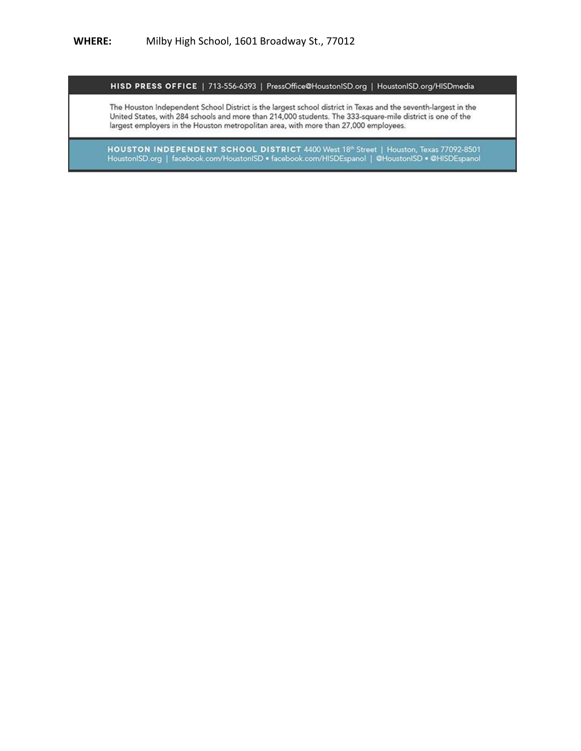**WHERE:** Milby High School, 1601 Broadway St., 77012

**HISD PRESS OFFICE** | 713-556-6393 | PressOffice@HoustonISD.org | HoustonISD.org/HISDmedia

The Houston Independent School District is the largest school district in Texas and the seventh-largest in the United States, with 284 schools and more than 214,000 students. The 333-square-mile district is one of the largest employers in the Houston metropolitan area, with more than 27,000 employees.

**HOUSTON INDEPENDENT SCHOOL DISTRICT** 4400 West 18th Street | Houston, Texas 77092-8501
HoustonISD.org | facebook.com/HoustonISD • facebook.com/HISDEspanol | @HoustonISD • @HISDEspanol